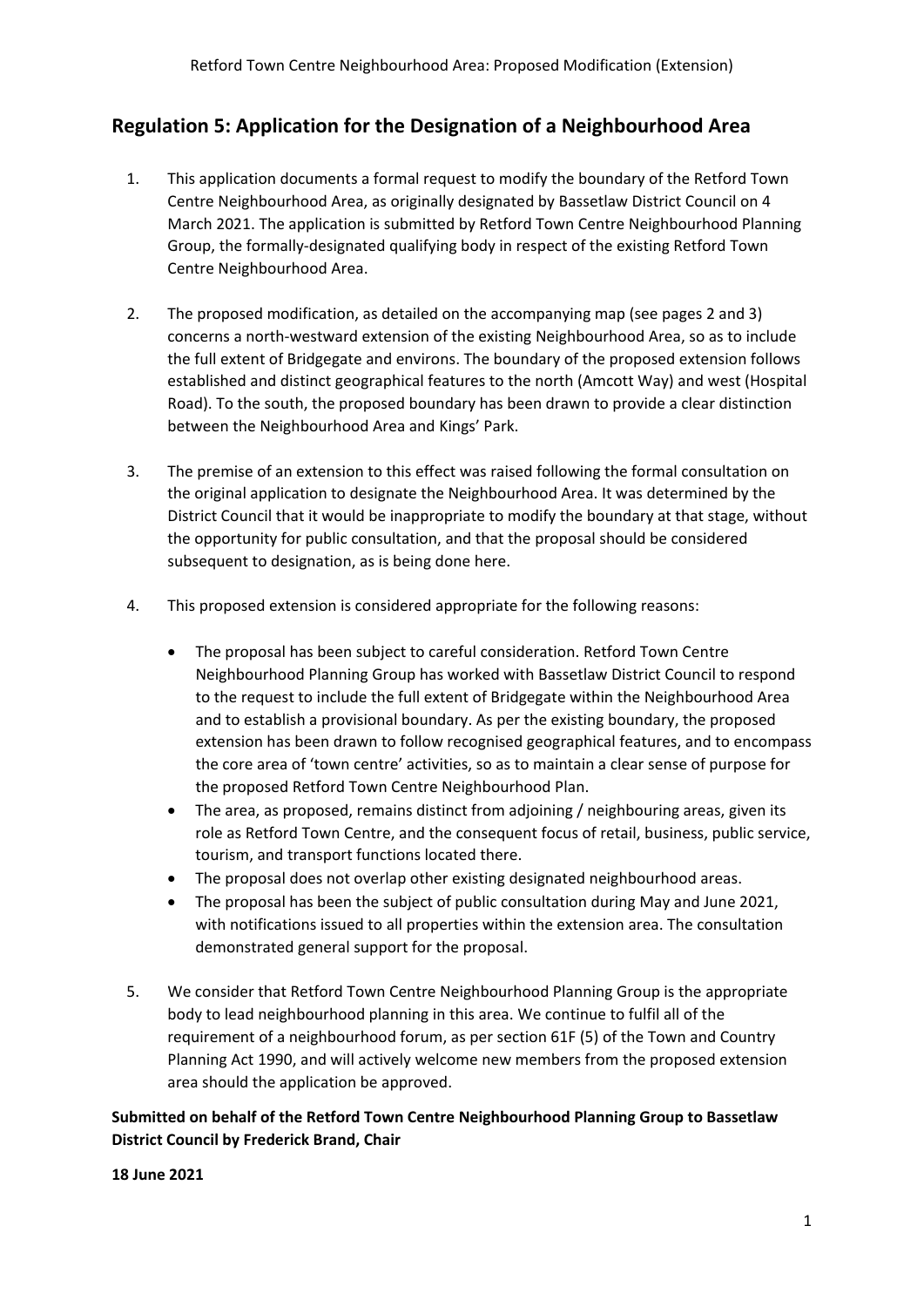## Regulation 5: Application for the Designation of a Neighbourhood Area

1. This application documents a formal request to modify the boundary of the Retford Town Centre Neighbourhood Area, as originally designated by Bassetlaw District Council on 4 March 2021. The application is submitted by Retford Town Centre Neighbourhood Planning Group, the formally-designated qualifying body in respect of the existing Retford Town Centre Neighbourhood Area.

2. The proposed modification, as detailed on the accompanying map (see pages 2 and 3) concerns a north-westward extension of the existing Neighbourhood Area, so as to include the full extent of Bridgegate and environs. The boundary of the proposed extension follows established and distinct geographical features to the north (Amcott Way) and west (Hospital Road). To the south, the proposed boundary has been drawn to provide a clear distinction between the Neighbourhood Area and Kings' Park.

3. The premise of an extension to this effect was raised following the formal consultation on the original application to designate the Neighbourhood Area. It was determined by the District Council that it would be inappropriate to modify the boundary at that stage, without the opportunity for public consultation, and that the proposal should be considered subsequent to designation, as is being done here.

4. This proposed extension is considered appropriate for the following reasons:

    - The proposal has been subject to careful consideration. Retford Town Centre Neighbourhood Planning Group has worked with Bassetlaw District Council to respond to the request to include the full extent of Bridgegate within the Neighbourhood Area and to establish a provisional boundary. As per the existing boundary, the proposed extension has been drawn to follow recognised geographical features, and to encompass the core area of 'town centre' activities, so as to maintain a clear sense of purpose for the proposed Retford Town Centre Neighbourhood Plan.
    - The area, as proposed, remains distinct from adjoining / neighbouring areas, given its role as Retford Town Centre, and the consequent focus of retail, business, public service, tourism, and transport functions located there.
    - The proposal does not overlap other existing designated neighbourhood areas.
    - The proposal has been the subject of public consultation during May and June 2021, with notifications issued to all properties within the extension area. The consultation demonstrated general support for the proposal.

5. We consider that Retford Town Centre Neighbourhood Planning Group is the appropriate body to lead neighbourhood planning in this area. We continue to fulfil all of the requirement of a neighbourhood forum, as per section 61F (5) of the Town and Country Planning Act 1990, and will actively welcome new members from the proposed extension area should the application be approved.

**Submitted on behalf of the Retford Town Centre Neighbourhood Planning Group to Bassetlaw District Council by Frederick Brand, Chair**

**18 June 2021**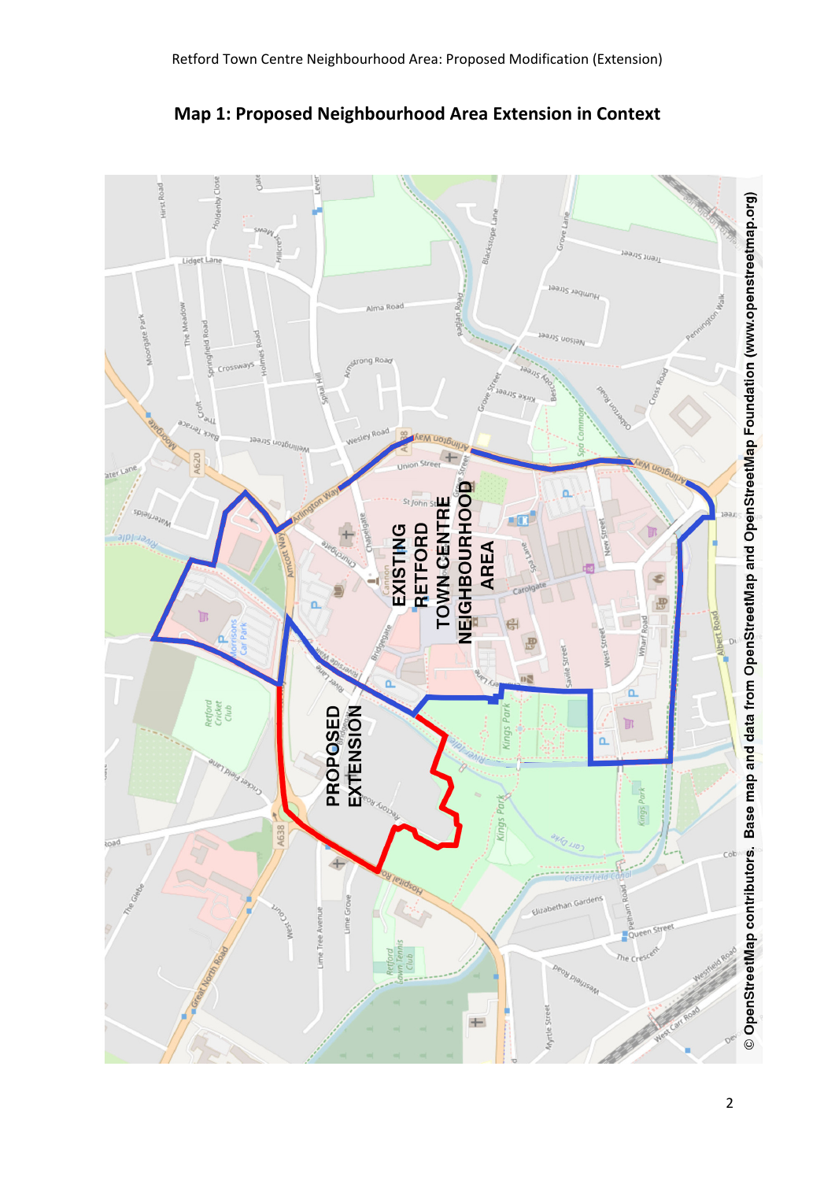## Map 1: Proposed Neighbourhood Area Extension in Context

EXISTING RETFORD TOWN CENTRE NEIGHBOURHOOD AREA

PROPOSED EXTENSION

© OpenStreetMap contributors. Base map and data from OpenStreetMap and OpenStreetMap Foundation (www.openstreetmap.org)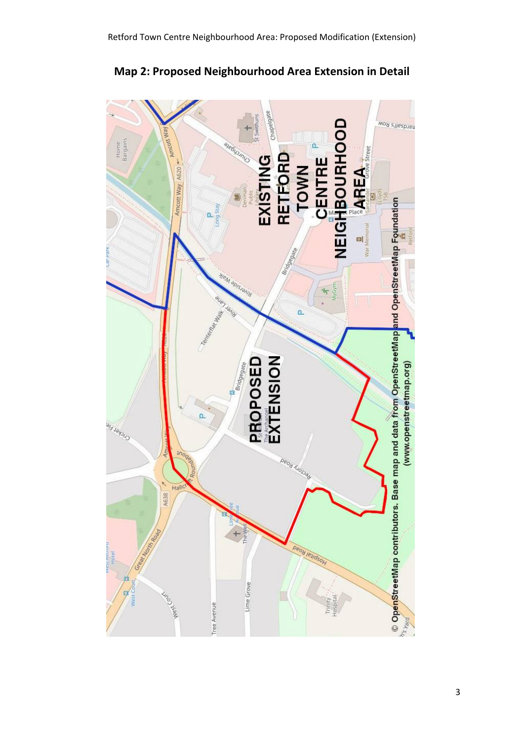## Map 2: Proposed Neighbourhood Area Extension in Detail

EXISTING RETFORD TOWN CENTRE NEIGHBOURHOOD AREA

PROPOSED EXTENSION

© OpenStreetMap contributors. Base map and data from OpenStreetMap and OpenStreetMap Foundation (www.openstreetmap.org)